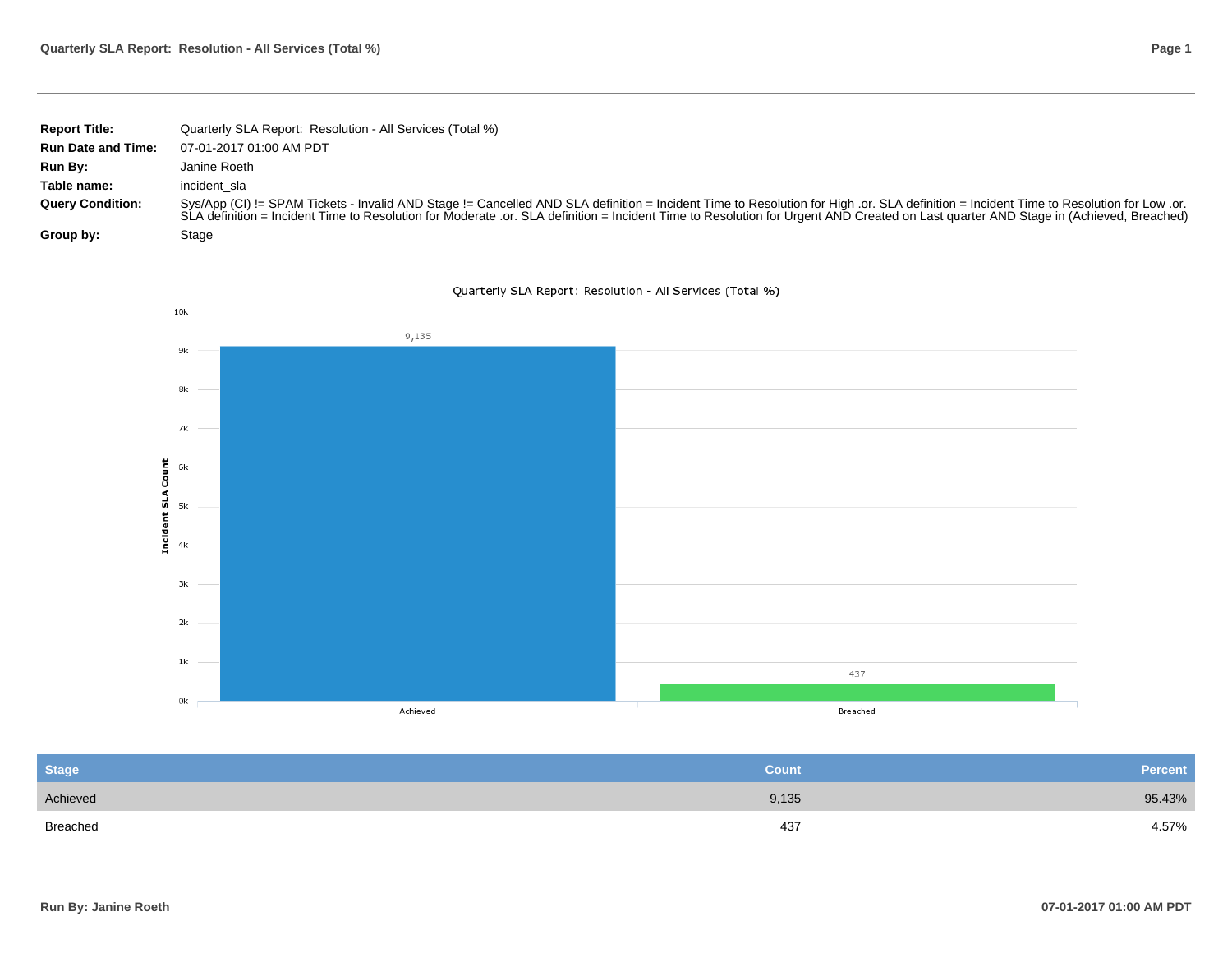**Report Title:** Quarterly SLA Report: Resolution - All Services (Total %)
**Run Date and Time:** 07-01-2017 01:00 AM PDT
**Run By:** Janine Roeth
**Table name:** incident_sla
**Query Condition:** Sys/App (CI) != SPAM Tickets - Invalid AND Stage != Cancelled AND SLA definition = Incident Time to Resolution for High .or. SLA definition = Incident Time to Resolution for Low .or. SLA definition = Incident Time to Resolution for Moderate .or. SLA definition = Incident Time to Resolution for Urgent AND Created on Last quarter AND Stage in (Achieved, Breached)
**Group by:** Stage

Quarterly SLA Report: Resolution - All Services (Total %)

| Stage | Count | Percent |
|---|---|---|
| Achieved | 9,135 | 95.43% |
| Breached | 437 | 4.57% |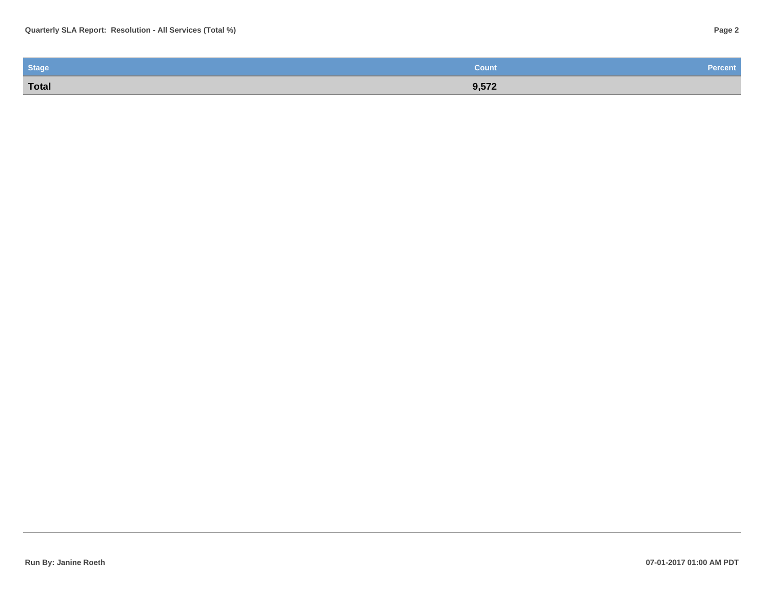| Stage | Count | Percent |
| --- | --- | --- |
| **Total** | **9,572** | |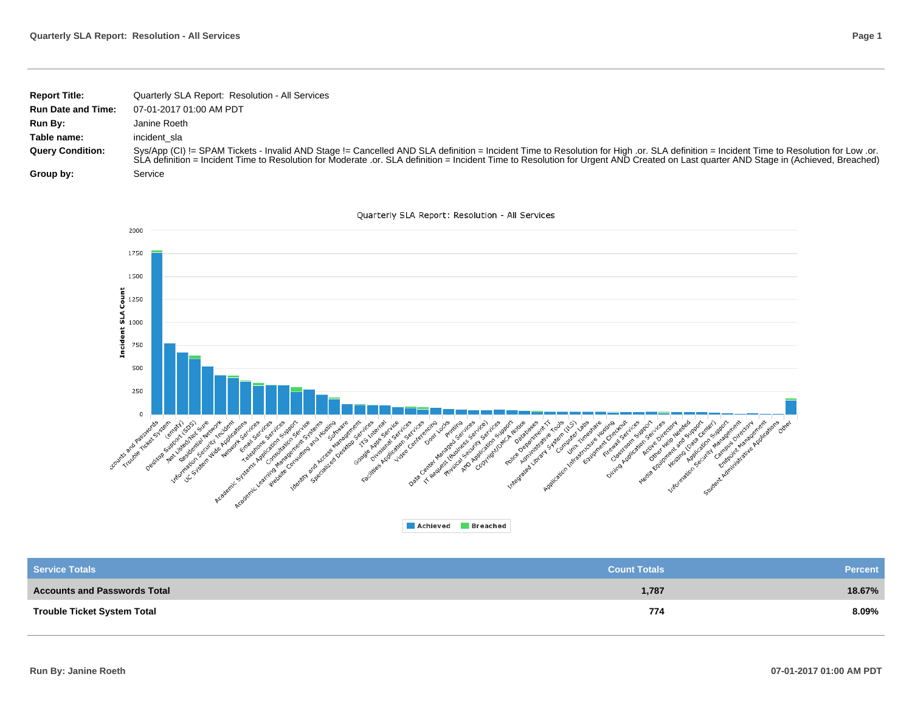| | |
|---|---|
| **Report Title:** | Quarterly SLA Report: Resolution - All Services |
| **Run Date and Time:** | 07-01-2017 01:00 AM PDT |
| **Run By:** | Janine Roeth |
| **Table name:** | incident_sla |
| **Query Condition:** | Sys/App (CI) != SPAM Tickets - Invalid AND Stage != Cancelled AND SLA definition = Incident Time to Resolution for High .or. SLA definition = Incident Time to Resolution for Low .or. SLA definition = Incident Time to Resolution for Moderate .or. SLA definition = Incident Time to Resolution for Urgent AND Created on Last quarter AND Stage in (Achieved, Breached) |
| **Group by:** | Service |

| Service Totals | Count Totals | Percent |
|---|---|---|
| **Accounts and Passwords Total** | **1,787** | **18.67%** |
| **Trouble Ticket System Total** | **774** | **8.09%** |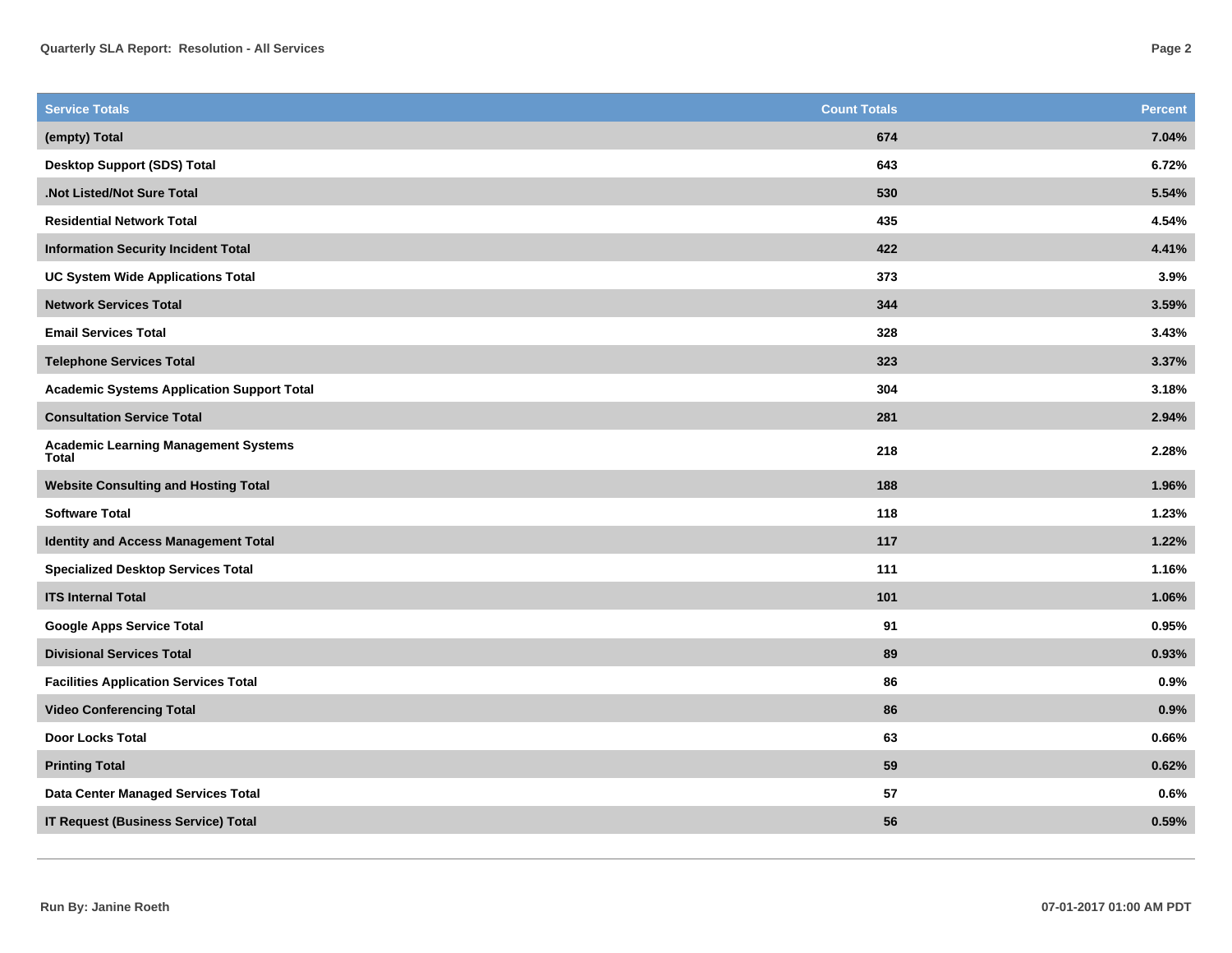| Service Totals | Count Totals | Percent |
|---|---|---|
| (empty) Total | 674 | 7.04% |
| Desktop Support (SDS) Total | 643 | 6.72% |
| .Not Listed/Not Sure Total | 530 | 5.54% |
| Residential Network Total | 435 | 4.54% |
| Information Security Incident Total | 422 | 4.41% |
| UC System Wide Applications Total | 373 | 3.9% |
| Network Services Total | 344 | 3.59% |
| Email Services Total | 328 | 3.43% |
| Telephone Services Total | 323 | 3.37% |
| Academic Systems Application Support Total | 304 | 3.18% |
| Consultation Service Total | 281 | 2.94% |
| Academic Learning Management Systems Total | 218 | 2.28% |
| Website Consulting and Hosting Total | 188 | 1.96% |
| Software Total | 118 | 1.23% |
| Identity and Access Management Total | 117 | 1.22% |
| Specialized Desktop Services Total | 111 | 1.16% |
| ITS Internal Total | 101 | 1.06% |
| Google Apps Service Total | 91 | 0.95% |
| Divisional Services Total | 89 | 0.93% |
| Facilities Application Services Total | 86 | 0.9% |
| Video Conferencing Total | 86 | 0.9% |
| Door Locks Total | 63 | 0.66% |
| Printing Total | 59 | 0.62% |
| Data Center Managed Services Total | 57 | 0.6% |
| IT Request (Business Service) Total | 56 | 0.59% |

Run By: Janine Roeth

07-01-2017 01:00 AM PDT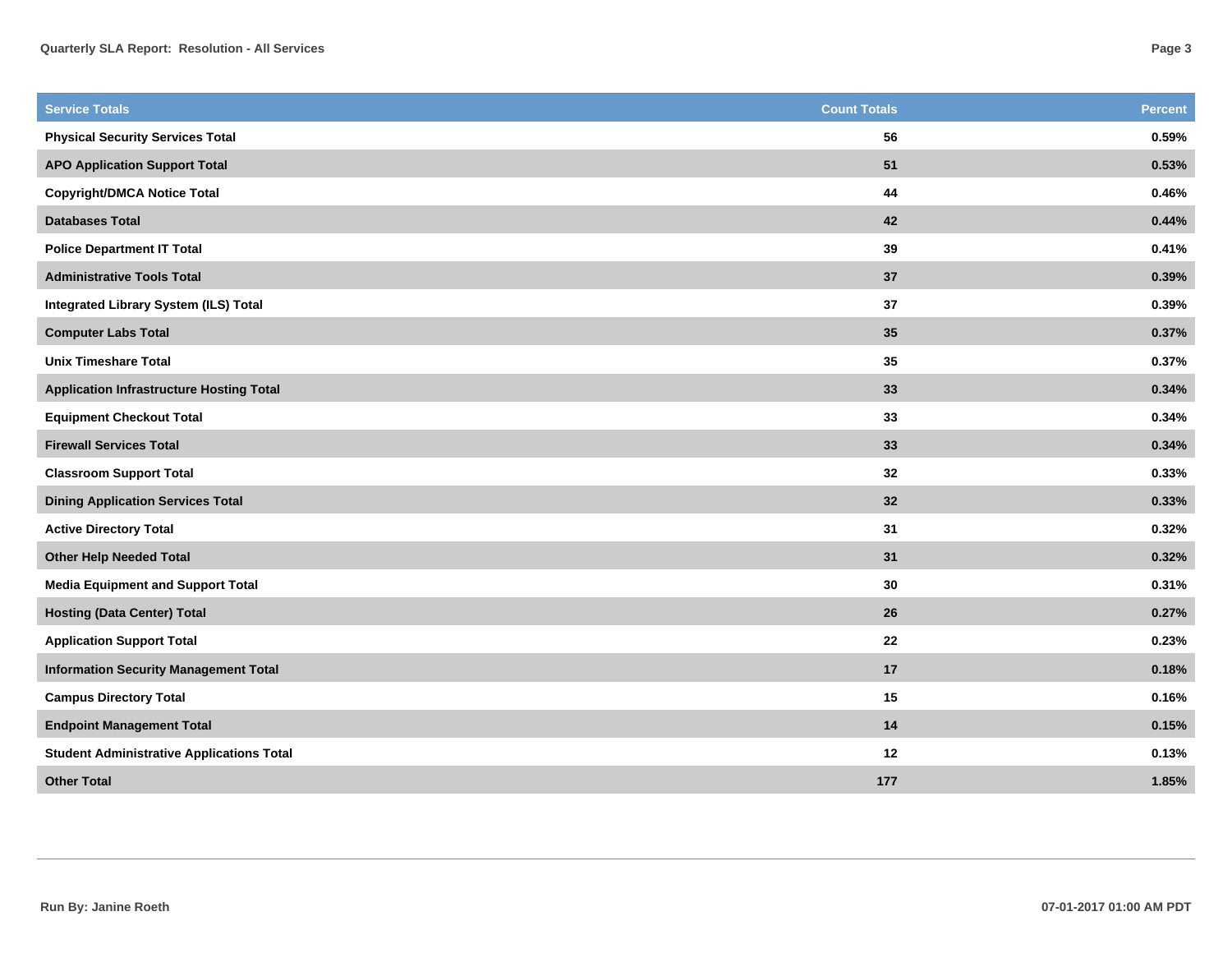| Service Totals | Count Totals | Percent |
| --- | --- | --- |
| Physical Security Services Total | 56 | 0.59% |
| APO Application Support Total | 51 | 0.53% |
| Copyright/DMCA Notice Total | 44 | 0.46% |
| Databases Total | 42 | 0.44% |
| Police Department IT Total | 39 | 0.41% |
| Administrative Tools Total | 37 | 0.39% |
| Integrated Library System (ILS) Total | 37 | 0.39% |
| Computer Labs Total | 35 | 0.37% |
| Unix Timeshare Total | 35 | 0.37% |
| Application Infrastructure Hosting Total | 33 | 0.34% |
| Equipment Checkout Total | 33 | 0.34% |
| Firewall Services Total | 33 | 0.34% |
| Classroom Support Total | 32 | 0.33% |
| Dining Application Services Total | 32 | 0.33% |
| Active Directory Total | 31 | 0.32% |
| Other Help Needed Total | 31 | 0.32% |
| Media Equipment and Support Total | 30 | 0.31% |
| Hosting (Data Center) Total | 26 | 0.27% |
| Application Support Total | 22 | 0.23% |
| Information Security Management Total | 17 | 0.18% |
| Campus Directory Total | 15 | 0.16% |
| Endpoint Management Total | 14 | 0.15% |
| Student Administrative Applications Total | 12 | 0.13% |
| Other Total | 177 | 1.85% |

**Run By: Janine Roeth**

**07-01-2017 01:00 AM PDT**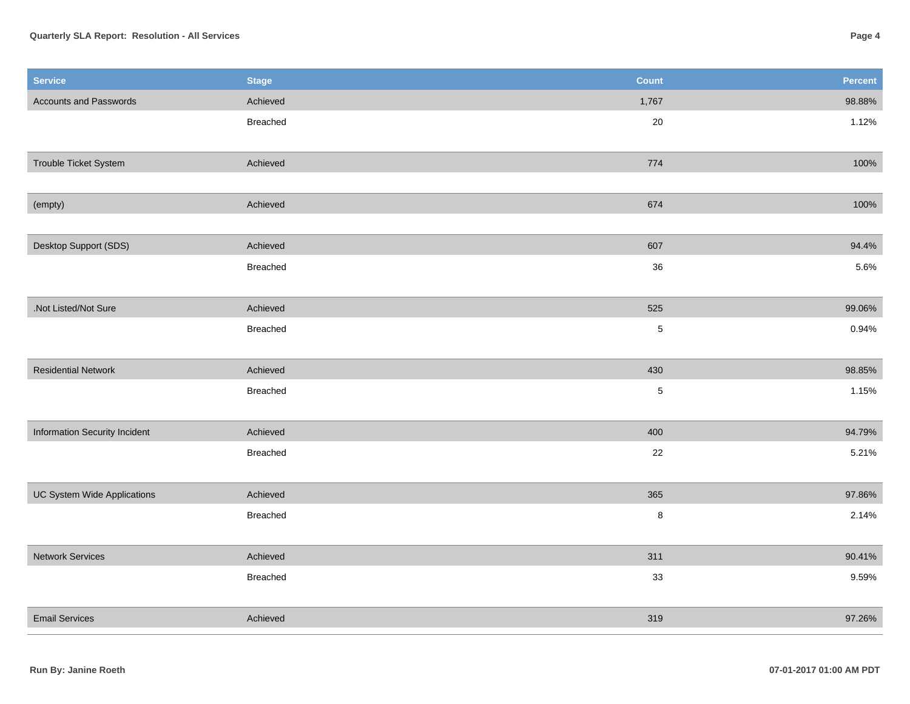| Service | Stage | Count | Percent |
|---|---|---|---|
| Accounts and Passwords | Achieved | 1,767 | 98.88% |
| | Breached | 20 | 1.12% |
| Trouble Ticket System | Achieved | 774 | 100% |
| (empty) | Achieved | 674 | 100% |
| Desktop Support (SDS) | Achieved | 607 | 94.4% |
| | Breached | 36 | 5.6% |
| .Not Listed/Not Sure | Achieved | 525 | 99.06% |
| | Breached | 5 | 0.94% |
| Residential Network | Achieved | 430 | 98.85% |
| | Breached | 5 | 1.15% |
| Information Security Incident | Achieved | 400 | 94.79% |
| | Breached | 22 | 5.21% |
| UC System Wide Applications | Achieved | 365 | 97.86% |
| | Breached | 8 | 2.14% |
| Network Services | Achieved | 311 | 90.41% |
| | Breached | 33 | 9.59% |
| Email Services | Achieved | 319 | 97.26% |

**Run By: Janine Roeth**

**07-01-2017 01:00 AM PDT**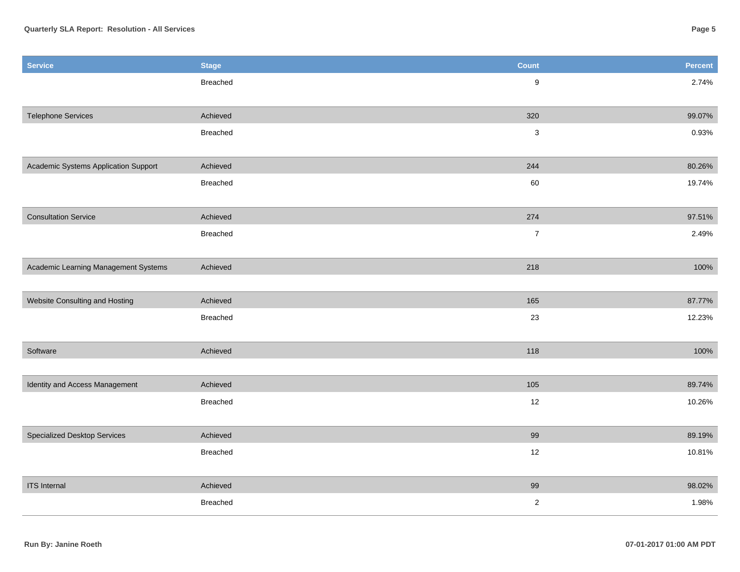| Service | Stage | Count | Percent |
|---|---|---|---|
| | Breached | 9 | 2.74% |
| Telephone Services | Achieved | 320 | 99.07% |
| | Breached | 3 | 0.93% |
| Academic Systems Application Support | Achieved | 244 | 80.26% |
| | Breached | 60 | 19.74% |
| Consultation Service | Achieved | 274 | 97.51% |
| | Breached | 7 | 2.49% |
| Academic Learning Management Systems | Achieved | 218 | 100% |
| Website Consulting and Hosting | Achieved | 165 | 87.77% |
| | Breached | 23 | 12.23% |
| Software | Achieved | 118 | 100% |
| Identity and Access Management | Achieved | 105 | 89.74% |
| | Breached | 12 | 10.26% |
| Specialized Desktop Services | Achieved | 99 | 89.19% |
| | Breached | 12 | 10.81% |
| ITS Internal | Achieved | 99 | 98.02% |
| | Breached | 2 | 1.98% |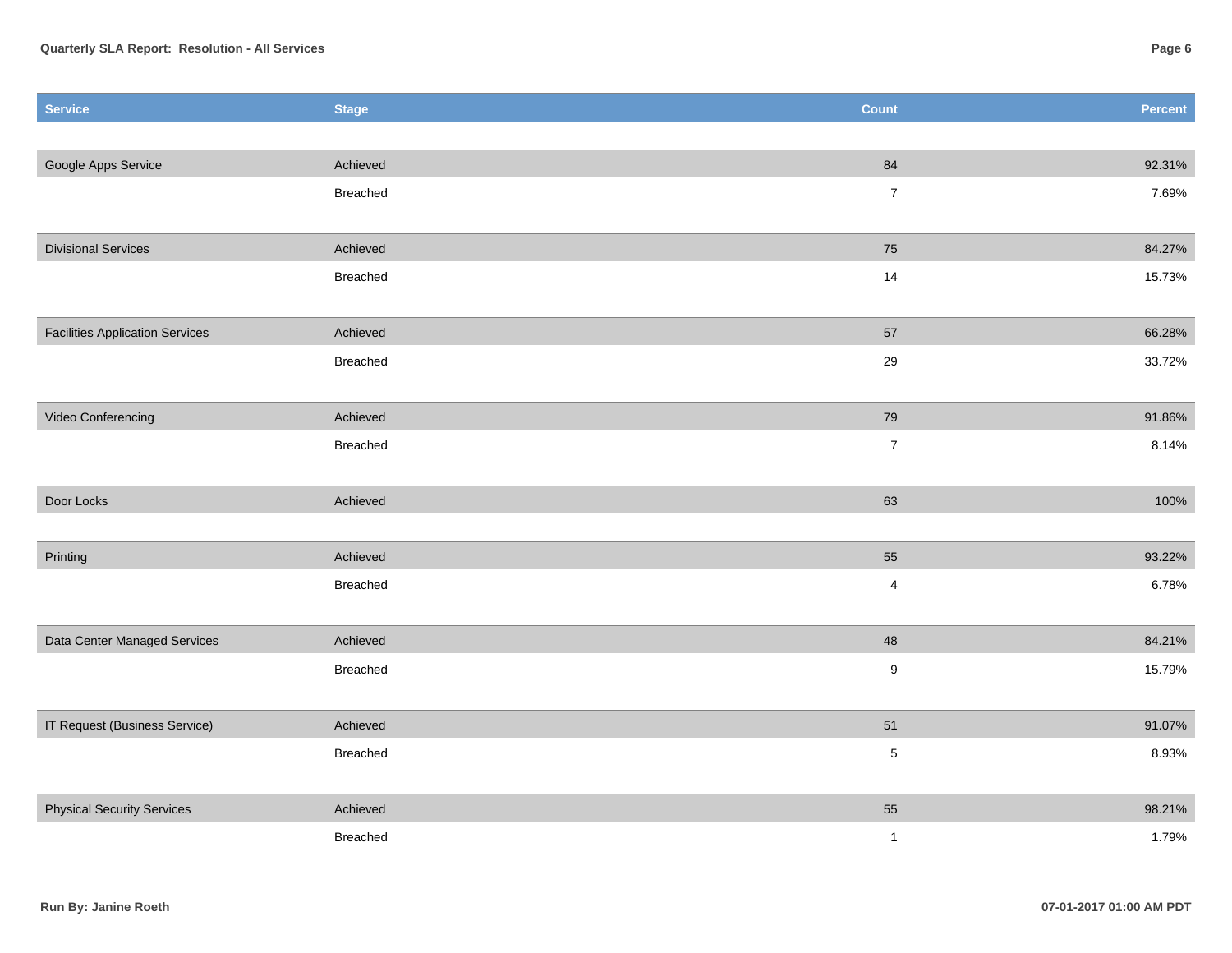| Service | Stage | Count | Percent |
|---|---|---|---|
| Google Apps Service | Achieved | 84 | 92.31% |
| | Breached | 7 | 7.69% |
| Divisional Services | Achieved | 75 | 84.27% |
| | Breached | 14 | 15.73% |
| Facilities Application Services | Achieved | 57 | 66.28% |
| | Breached | 29 | 33.72% |
| Video Conferencing | Achieved | 79 | 91.86% |
| | Breached | 7 | 8.14% |
| Door Locks | Achieved | 63 | 100% |
| Printing | Achieved | 55 | 93.22% |
| | Breached | 4 | 6.78% |
| Data Center Managed Services | Achieved | 48 | 84.21% |
| | Breached | 9 | 15.79% |
| IT Request (Business Service) | Achieved | 51 | 91.07% |
| | Breached | 5 | 8.93% |
| Physical Security Services | Achieved | 55 | 98.21% |
| | Breached | 1 | 1.79% |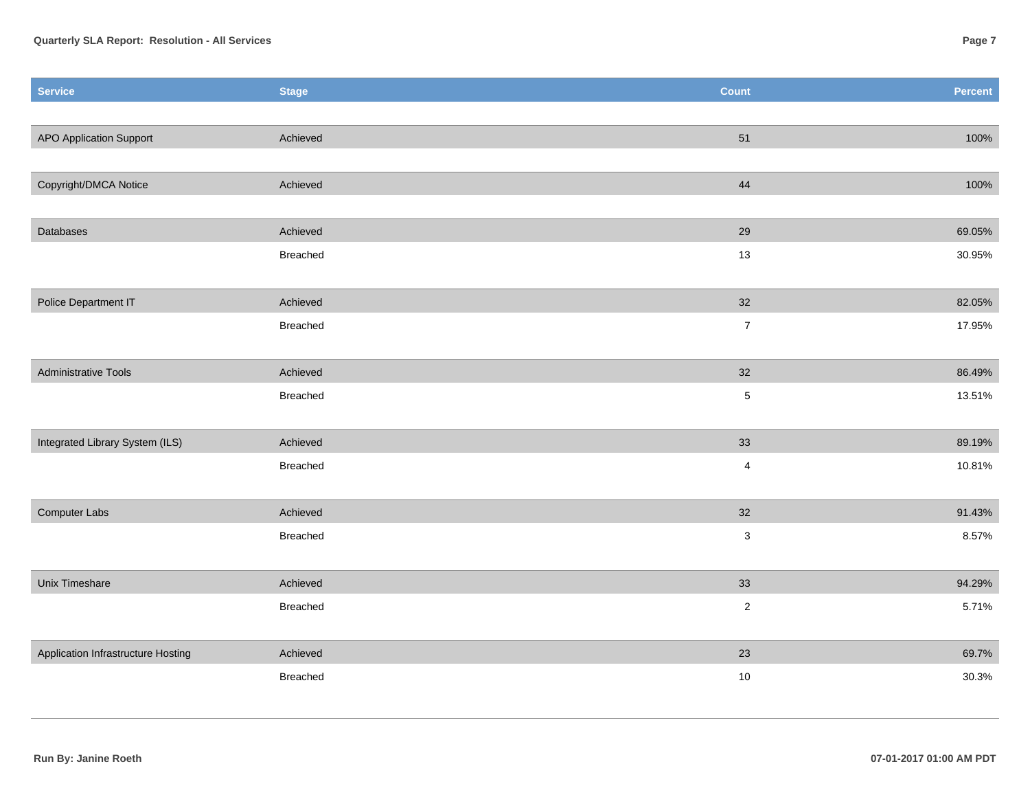| Service | Stage | Count | Percent |
| --- | --- | --- | --- |
| APO Application Support | Achieved | 51 | 100% |
| Copyright/DMCA Notice | Achieved | 44 | 100% |
| Databases | Achieved | 29 | 69.05% |
| | Breached | 13 | 30.95% |
| Police Department IT | Achieved | 32 | 82.05% |
| | Breached | 7 | 17.95% |
| Administrative Tools | Achieved | 32 | 86.49% |
| | Breached | 5 | 13.51% |
| Integrated Library System (ILS) | Achieved | 33 | 89.19% |
| | Breached | 4 | 10.81% |
| Computer Labs | Achieved | 32 | 91.43% |
| | Breached | 3 | 8.57% |
| Unix Timeshare | Achieved | 33 | 94.29% |
| | Breached | 2 | 5.71% |
| Application Infrastructure Hosting | Achieved | 23 | 69.7% |
| | Breached | 10 | 30.3% |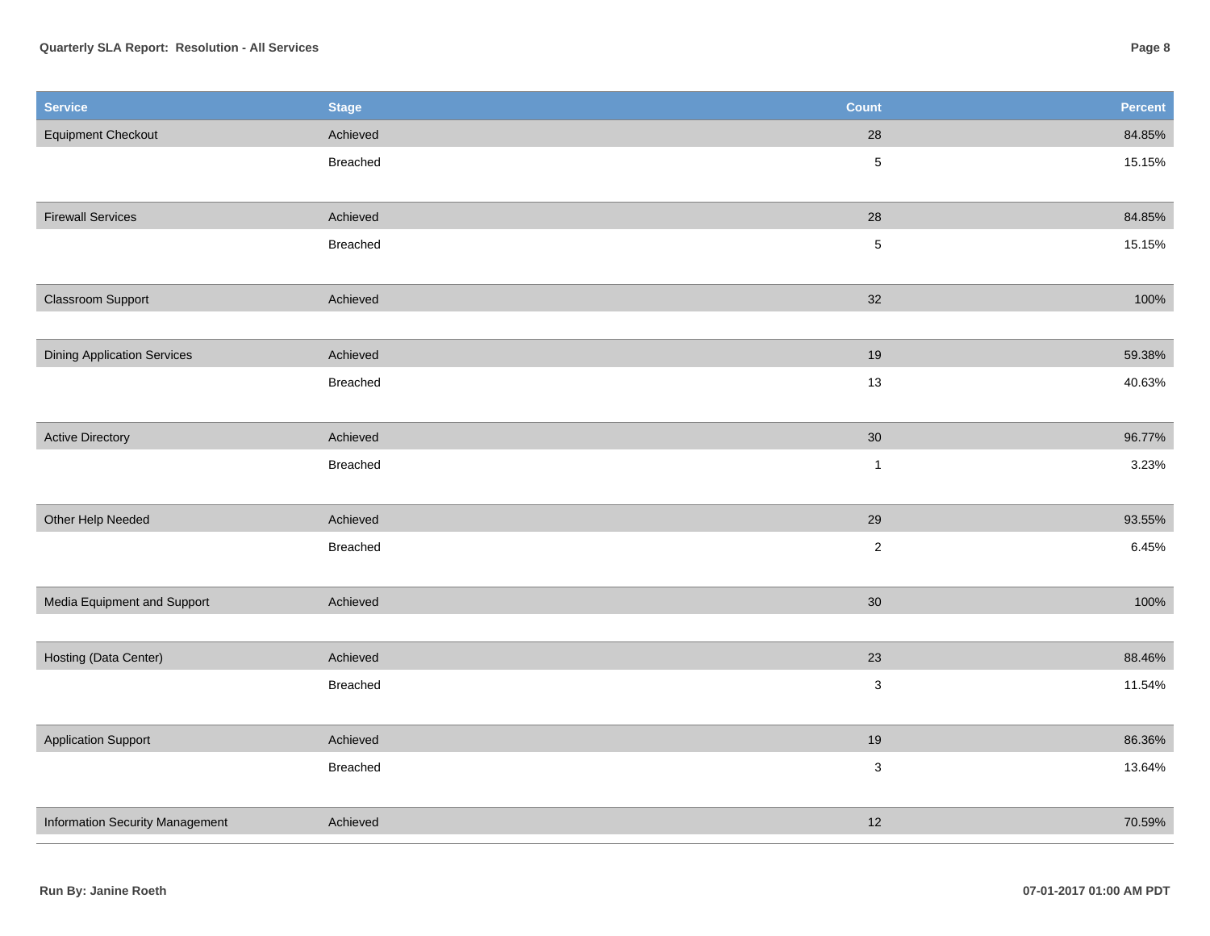| Service | Stage | Count | Percent |
| --- | --- | --- | --- |
| Equipment Checkout | Achieved | 28 | 84.85% |
| | Breached | 5 | 15.15% |
| Firewall Services | Achieved | 28 | 84.85% |
| | Breached | 5 | 15.15% |
| Classroom Support | Achieved | 32 | 100% |
| Dining Application Services | Achieved | 19 | 59.38% |
| | Breached | 13 | 40.63% |
| Active Directory | Achieved | 30 | 96.77% |
| | Breached | 1 | 3.23% |
| Other Help Needed | Achieved | 29 | 93.55% |
| | Breached | 2 | 6.45% |
| Media Equipment and Support | Achieved | 30 | 100% |
| Hosting (Data Center) | Achieved | 23 | 88.46% |
| | Breached | 3 | 11.54% |
| Application Support | Achieved | 19 | 86.36% |
| | Breached | 3 | 13.64% |
| Information Security Management | Achieved | 12 | 70.59% |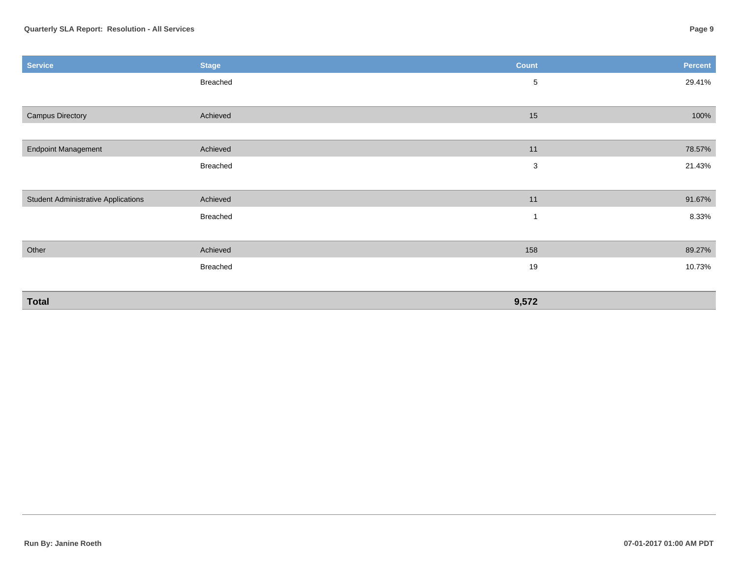| Service | Stage | Count | Percent |
|---|---|---|---|
| | Breached | 5 | 29.41% |
| Campus Directory | Achieved | 15 | 100% |
| Endpoint Management | Achieved | 11 | 78.57% |
| | Breached | 3 | 21.43% |
| Student Administrative Applications | Achieved | 11 | 91.67% |
| | Breached | 1 | 8.33% |
| Other | Achieved | 158 | 89.27% |
| | Breached | 19 | 10.73% |
| **Total** | | **9,572** | |

**Run By: Janine Roeth**

**07-01-2017 01:00 AM PDT**